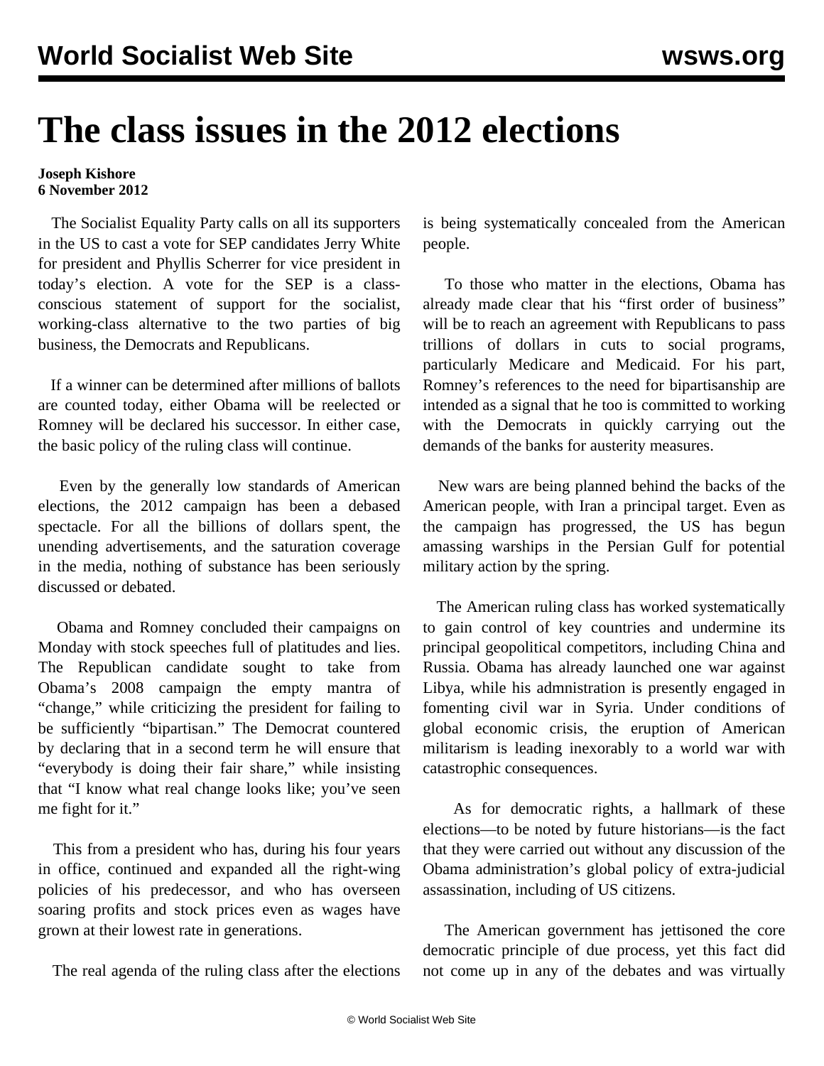# The class issues in the 2012 elections

**Joseph Kishore**
**6 November 2012**

The Socialist Equality Party calls on all its supporters in the US to cast a vote for SEP candidates Jerry White for president and Phyllis Scherrer for vice president in today's election. A vote for the SEP is a class-conscious statement of support for the socialist, working-class alternative to the two parties of big business, the Democrats and Republicans.

If a winner can be determined after millions of ballots are counted today, either Obama will be reelected or Romney will be declared his successor. In either case, the basic policy of the ruling class will continue.

Even by the generally low standards of American elections, the 2012 campaign has been a debased spectacle. For all the billions of dollars spent, the unending advertisements, and the saturation coverage in the media, nothing of substance has been seriously discussed or debated.

Obama and Romney concluded their campaigns on Monday with stock speeches full of platitudes and lies. The Republican candidate sought to take from Obama's 2008 campaign the empty mantra of "change," while criticizing the president for failing to be sufficiently "bipartisan." The Democrat countered by declaring that in a second term he will ensure that "everybody is doing their fair share," while insisting that "I know what real change looks like; you've seen me fight for it."

This from a president who has, during his four years in office, continued and expanded all the right-wing policies of his predecessor, and who has overseen soaring profits and stock prices even as wages have grown at their lowest rate in generations.

The real agenda of the ruling class after the elections is being systematically concealed from the American people.

To those who matter in the elections, Obama has already made clear that his "first order of business" will be to reach an agreement with Republicans to pass trillions of dollars in cuts to social programs, particularly Medicare and Medicaid. For his part, Romney's references to the need for bipartisanship are intended as a signal that he too is committed to working with the Democrats in quickly carrying out the demands of the banks for austerity measures.

New wars are being planned behind the backs of the American people, with Iran a principal target. Even as the campaign has progressed, the US has begun amassing warships in the Persian Gulf for potential military action by the spring.

The American ruling class has worked systematically to gain control of key countries and undermine its principal geopolitical competitors, including China and Russia. Obama has already launched one war against Libya, while his admnistration is presently engaged in fomenting civil war in Syria. Under conditions of global economic crisis, the eruption of American militarism is leading inexorably to a world war with catastrophic consequences.

As for democratic rights, a hallmark of these elections—to be noted by future historians—is the fact that they were carried out without any discussion of the Obama administration's global policy of extra-judicial assassination, including of US citizens.

The American government has jettisoned the core democratic principle of due process, yet this fact did not come up in any of the debates and was virtually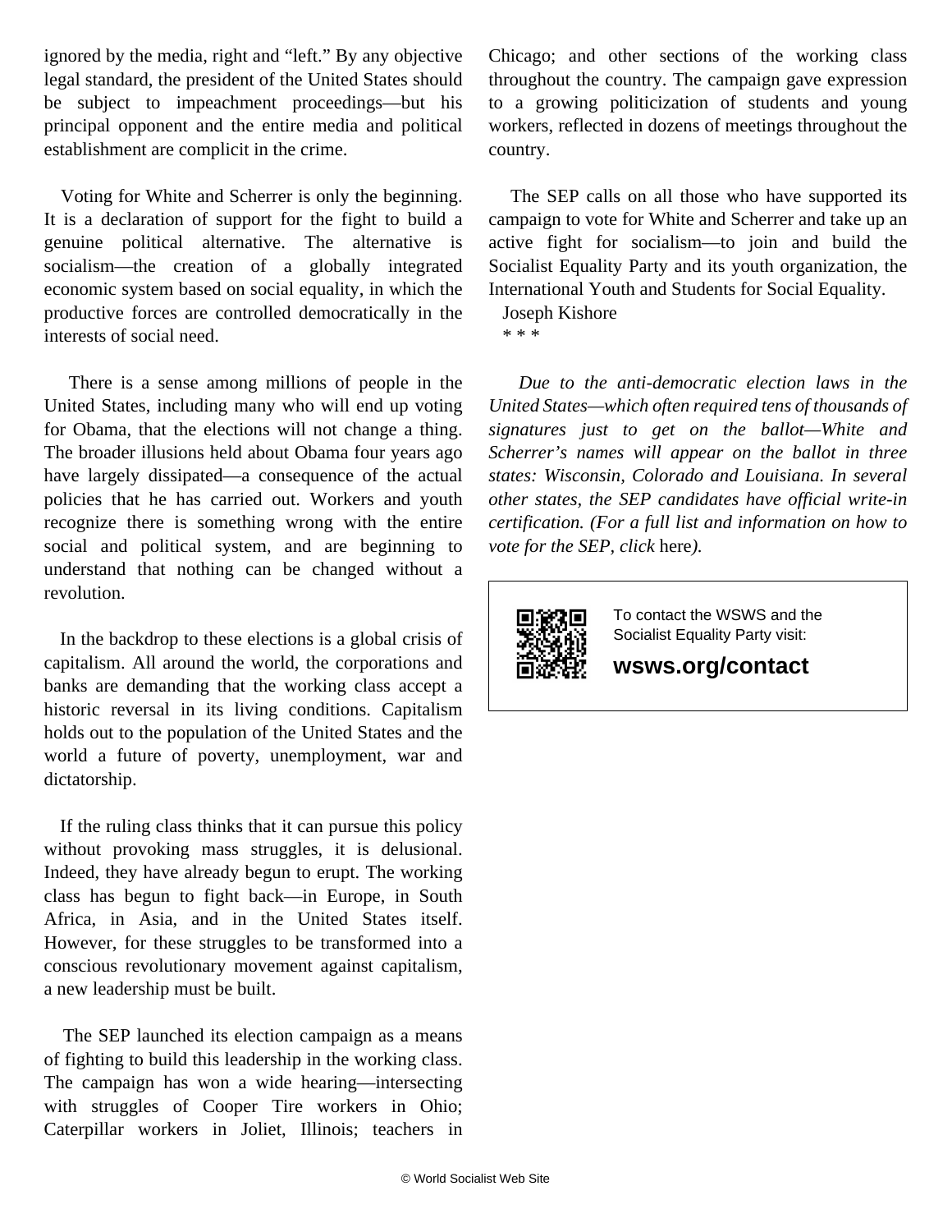ignored by the media, right and "left." By any objective legal standard, the president of the United States should be subject to impeachment proceedings—but his principal opponent and the entire media and political establishment are complicit in the crime.

Voting for White and Scherrer is only the beginning. It is a declaration of support for the fight to build a genuine political alternative. The alternative is socialism—the creation of a globally integrated economic system based on social equality, in which the productive forces are controlled democratically in the interests of social need.

There is a sense among millions of people in the United States, including many who will end up voting for Obama, that the elections will not change a thing. The broader illusions held about Obama four years ago have largely dissipated—a consequence of the actual policies that he has carried out. Workers and youth recognize there is something wrong with the entire social and political system, and are beginning to understand that nothing can be changed without a revolution.

In the backdrop to these elections is a global crisis of capitalism. All around the world, the corporations and banks are demanding that the working class accept a historic reversal in its living conditions. Capitalism holds out to the population of the United States and the world a future of poverty, unemployment, war and dictatorship.

If the ruling class thinks that it can pursue this policy without provoking mass struggles, it is delusional. Indeed, they have already begun to erupt. The working class has begun to fight back—in Europe, in South Africa, in Asia, and in the United States itself. However, for these struggles to be transformed into a conscious revolutionary movement against capitalism, a new leadership must be built.

The SEP launched its election campaign as a means of fighting to build this leadership in the working class. The campaign has won a wide hearing—intersecting with struggles of Cooper Tire workers in Ohio; Caterpillar workers in Joliet, Illinois; teachers in Chicago; and other sections of the working class throughout the country. The campaign gave expression to a growing politicization of students and young workers, reflected in dozens of meetings throughout the country.

The SEP calls on all those who have supported its campaign to vote for White and Scherrer and take up an active fight for socialism—to join and build the Socialist Equality Party and its youth organization, the International Youth and Students for Social Equality.

Joseph Kishore

\* \* \*

*Due to the anti-democratic election laws in the United States—which often required tens of thousands of signatures just to get on the ballot—White and Scherrer's names will appear on the ballot in three states: Wisconsin, Colorado and Louisiana. In several other states, the SEP candidates have official write-in certification. (For a full list and information on how to vote for the SEP, click* here*).*

To contact the WSWS and the Socialist Equality Party visit:

**wsws.org/contact**